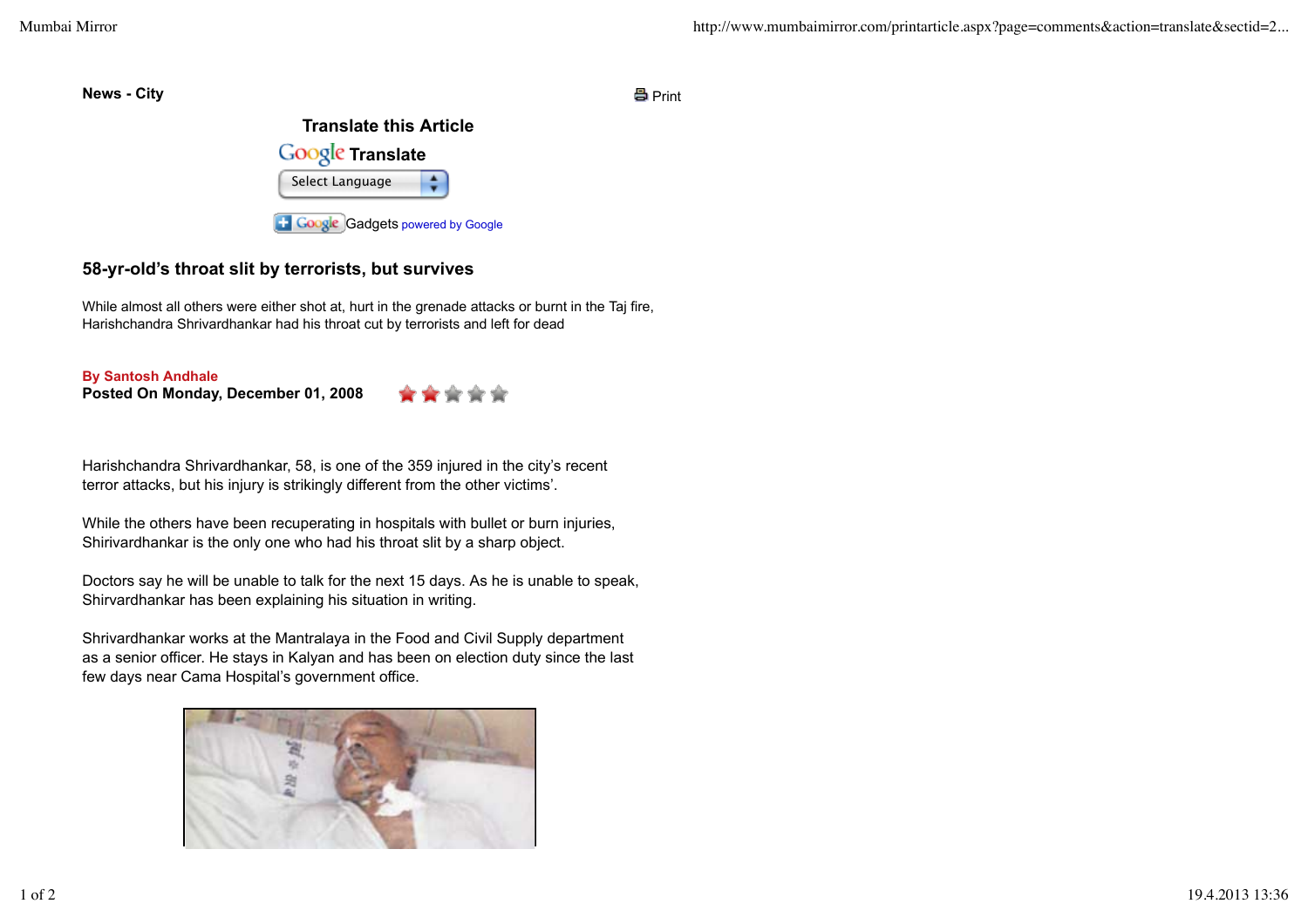**News - City**

Translate this Article

Google Translate

Select Language

Gadgets powered by Google

## 58-yr-old's throat slit by terrorists, but survives

While almost all others were either shot at, hurt in the grenade attacks or burnt in the Taj fire, Harishchandra Shrivardhankar had his throat cut by terrorists and left for dead

**By Santosh Andhale**
**Posted On Monday, December 01, 2008**

Harishchandra Shrivardhankar, 58, is one of the 359 injured in the city's recent terror attacks, but his injury is strikingly different from the other victims'.

While the others have been recuperating in hospitals with bullet or burn injuries, Shirivardhankar is the only one who had his throat slit by a sharp object.

Doctors say he will be unable to talk for the next 15 days. As he is unable to speak, Shirvardhankar has been explaining his situation in writing.

Shrivardhankar works at the Mantralaya in the Food and Civil Supply department as a senior officer. He stays in Kalyan and has been on election duty since the last few days near Cama Hospital's government office.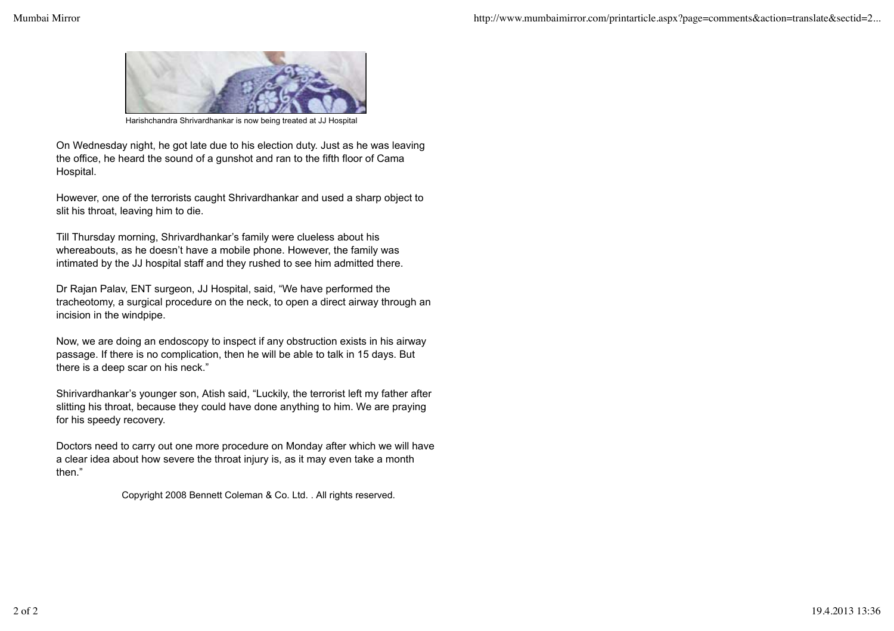Harishchandra Shrivardhankar is now being treated at JJ Hospital

On Wednesday night, he got late due to his election duty. Just as he was leaving the office, he heard the sound of a gunshot and ran to the fifth floor of Cama Hospital.

However, one of the terrorists caught Shrivardhankar and used a sharp object to slit his throat, leaving him to die.

Till Thursday morning, Shrivardhankar's family were clueless about his whereabouts, as he doesn't have a mobile phone. However, the family was intimated by the JJ hospital staff and they rushed to see him admitted there.

Dr Rajan Palav, ENT surgeon, JJ Hospital, said, "We have performed the tracheotomy, a surgical procedure on the neck, to open a direct airway through an incision in the windpipe.

Now, we are doing an endoscopy to inspect if any obstruction exists in his airway passage. If there is no complication, then he will be able to talk in 15 days. But there is a deep scar on his neck."

Shirivardhankar's younger son, Atish said, "Luckily, the terrorist left my father after slitting his throat, because they could have done anything to him. We are praying for his speedy recovery.

Doctors need to carry out one more procedure on Monday after which we will have a clear idea about how severe the throat injury is, as it may even take a month then."

Copyright 2008 Bennett Coleman & Co. Ltd. . All rights reserved.